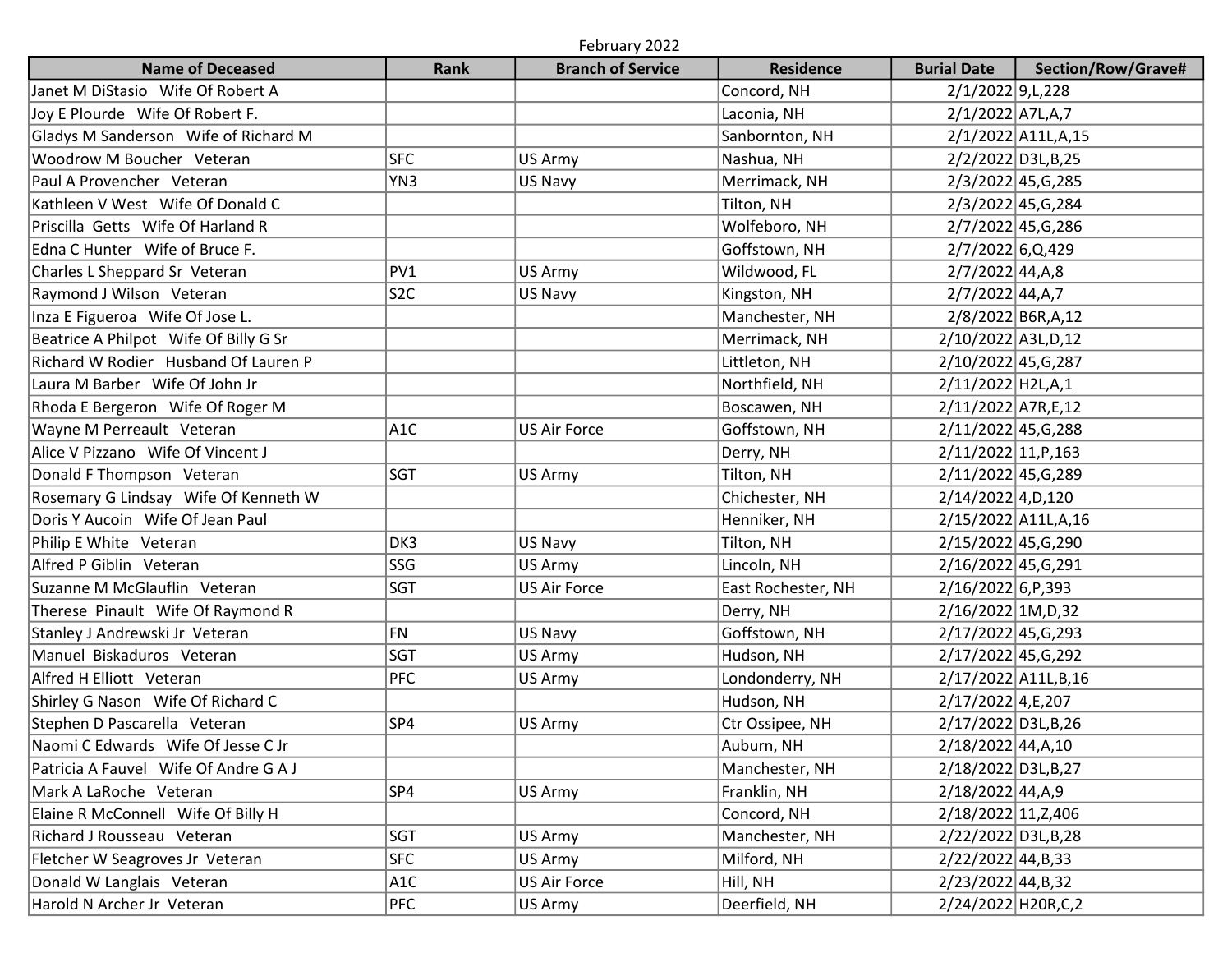February 2022

| Name of Deceased | Rank | Branch of Service | Residence | Burial Date | Section/Row/Grave# |
|---|---|---|---|---|---|
| Janet M DiStasio Wife Of Robert A | | | Concord, NH | 2/1/2022 | 9,L,228 |
| Joy E Plourde Wife Of Robert F. | | | Laconia, NH | 2/1/2022 | A7L,A,7 |
| Gladys M Sanderson Wife of Richard M | | | Sanbornton, NH | 2/1/2022 | A11L,A,15 |
| Woodrow M Boucher Veteran | SFC | US Army | Nashua, NH | 2/2/2022 | D3L,B,25 |
| Paul A Provencher Veteran | YN3 | US Navy | Merrimack, NH | 2/3/2022 | 45,G,285 |
| Kathleen V West Wife Of Donald C | | | Tilton, NH | 2/3/2022 | 45,G,284 |
| Priscilla Getts Wife Of Harland R | | | Wolfeboro, NH | 2/7/2022 | 45,G,286 |
| Edna C Hunter Wife of Bruce F. | | | Goffstown, NH | 2/7/2022 | 6,Q,429 |
| Charles L Sheppard Sr Veteran | PV1 | US Army | Wildwood, FL | 2/7/2022 | 44,A,8 |
| Raymond J Wilson Veteran | S2C | US Navy | Kingston, NH | 2/7/2022 | 44,A,7 |
| Inza E Figueroa Wife Of Jose L. | | | Manchester, NH | 2/8/2022 | B6R,A,12 |
| Beatrice A Philpot Wife Of Billy G Sr | | | Merrimack, NH | 2/10/2022 | A3L,D,12 |
| Richard W Rodier Husband Of Lauren P | | | Littleton, NH | 2/10/2022 | 45,G,287 |
| Laura M Barber Wife Of John Jr | | | Northfield, NH | 2/11/2022 | H2L,A,1 |
| Rhoda E Bergeron Wife Of Roger M | | | Boscawen, NH | 2/11/2022 | A7R,E,12 |
| Wayne M Perreault Veteran | A1C | US Air Force | Goffstown, NH | 2/11/2022 | 45,G,288 |
| Alice V Pizzano Wife Of Vincent J | | | Derry, NH | 2/11/2022 | 11,P,163 |
| Donald F Thompson Veteran | SGT | US Army | Tilton, NH | 2/11/2022 | 45,G,289 |
| Rosemary G Lindsay Wife Of Kenneth W | | | Chichester, NH | 2/14/2022 | 4,D,120 |
| Doris Y Aucoin Wife Of Jean Paul | | | Henniker, NH | 2/15/2022 | A11L,A,16 |
| Philip E White Veteran | DK3 | US Navy | Tilton, NH | 2/15/2022 | 45,G,290 |
| Alfred P Giblin Veteran | SSG | US Army | Lincoln, NH | 2/16/2022 | 45,G,291 |
| Suzanne M McGlauflin Veteran | SGT | US Air Force | East Rochester, NH | 2/16/2022 | 6,P,393 |
| Therese Pinault Wife Of Raymond R | | | Derry, NH | 2/16/2022 | 1M,D,32 |
| Stanley J Andrewski Jr Veteran | FN | US Navy | Goffstown, NH | 2/17/2022 | 45,G,293 |
| Manuel Biskaduros Veteran | SGT | US Army | Hudson, NH | 2/17/2022 | 45,G,292 |
| Alfred H Elliott Veteran | PFC | US Army | Londonderry, NH | 2/17/2022 | A11L,B,16 |
| Shirley G Nason Wife Of Richard C | | | Hudson, NH | 2/17/2022 | 4,E,207 |
| Stephen D Pascarella Veteran | SP4 | US Army | Ctr Ossipee, NH | 2/17/2022 | D3L,B,26 |
| Naomi C Edwards Wife Of Jesse C Jr | | | Auburn, NH | 2/18/2022 | 44,A,10 |
| Patricia A Fauvel Wife Of Andre G A J | | | Manchester, NH | 2/18/2022 | D3L,B,27 |
| Mark A LaRoche Veteran | SP4 | US Army | Franklin, NH | 2/18/2022 | 44,A,9 |
| Elaine R McConnell Wife Of Billy H | | | Concord, NH | 2/18/2022 | 11,Z,406 |
| Richard J Rousseau Veteran | SGT | US Army | Manchester, NH | 2/22/2022 | D3L,B,28 |
| Fletcher W Seagroves Jr Veteran | SFC | US Army | Milford, NH | 2/22/2022 | 44,B,33 |
| Donald W Langlais Veteran | A1C | US Air Force | Hill, NH | 2/23/2022 | 44,B,32 |
| Harold N Archer Jr Veteran | PFC | US Army | Deerfield, NH | 2/24/2022 | H20R,C,2 |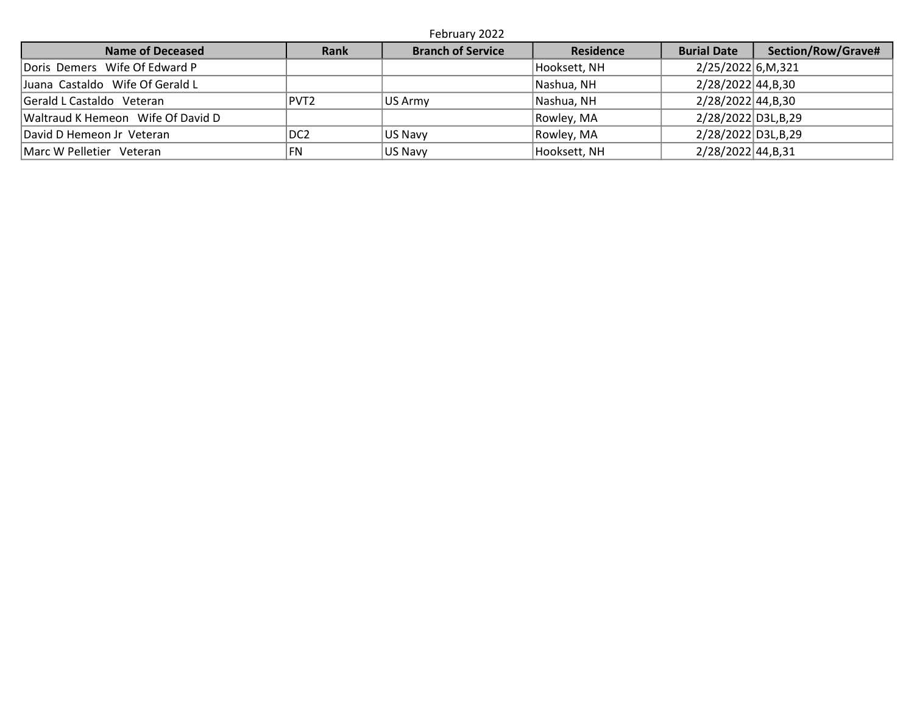February 2022

| Name of Deceased | Rank | Branch of Service | Residence | Burial Date | Section/Row/Grave# |
|---|---|---|---|---|---|
| Doris Demers Wife Of Edward P | | | Hooksett, NH | 2/25/2022 | 6,M,321 |
| Juana Castaldo Wife Of Gerald L | | | Nashua, NH | 2/28/2022 | 44,B,30 |
| Gerald L Castaldo Veteran | PVT2 | US Army | Nashua, NH | 2/28/2022 | 44,B,30 |
| Waltraud K Hemeon Wife Of David D | | | Rowley, MA | 2/28/2022 | D3L,B,29 |
| David D Hemeon Jr Veteran | DC2 | US Navy | Rowley, MA | 2/28/2022 | D3L,B,29 |
| Marc W Pelletier Veteran | FN | US Navy | Hooksett, NH | 2/28/2022 | 44,B,31 |